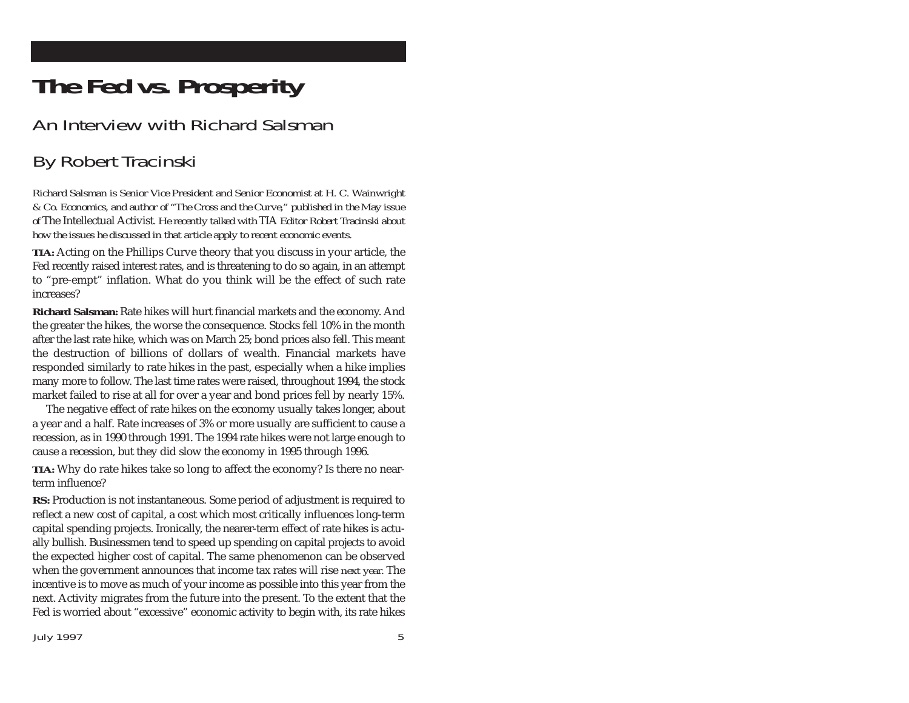# The Fed vs. Prosperity

## An Interview with Richard Salsman

## By Robert Tracinski

*Richard Salsman is Senior Vice President and Senior Economist at H. C. Wainwright & Co. Economics, and author of "The Cross and the Curve," published in the May issue of* The Intellectual Activist. *He recently talked with* TIA *Editor Robert Tracinski about how the issues he discussed in that article apply to recent economic events.*

**TIA:** Acting on the Phillips Curve theory that you discuss in your article, the Fed recently raised interest rates, and is threatening to do so again, in an attempt to "pre-empt" inflation. What do you think will be the effect of such rate increases?

**Richard Salsman:** Rate hikes will hurt financial markets and the economy. And the greater the hikes, the worse the consequence. Stocks fell 10% in the month after the last rate hike, which was on March 25; bond prices also fell. This meant the destruction of billions of dollars of wealth. Financial markets have responded similarly to rate hikes in the past, especially when a hike implies many more to follow. The last time rates were raised, throughout 1994, the stock market failed to rise at all for over a year and bond prices fell by nearly 15%.

The negative effect of rate hikes on the economy usually takes longer, about a year and a half. Rate increases of 3% or more usually are sufficient to cause a recession, as in 1990 through 1991. The 1994 rate hikes were not large enough to cause a recession, but they did slow the economy in 1995 through 1996.

**TIA:** Why do rate hikes take so long to affect the economy? Is there no near-term influence?

**RS:** Production is not instantaneous. Some period of adjustment is required to reflect a new cost of capital, a cost which most critically influences long-term capital spending projects. Ironically, the nearer-term effect of rate hikes is actually bullish. Businessmen tend to speed up spending on capital projects to avoid the expected higher cost of capital. The same phenomenon can be observed when the government announces that income tax rates will rise *next year*. The incentive is to move as much of your income as possible into this year from the next. Activity migrates from the future into the present. To the extent that the Fed is worried about "excessive" economic activity to begin with, its rate hikes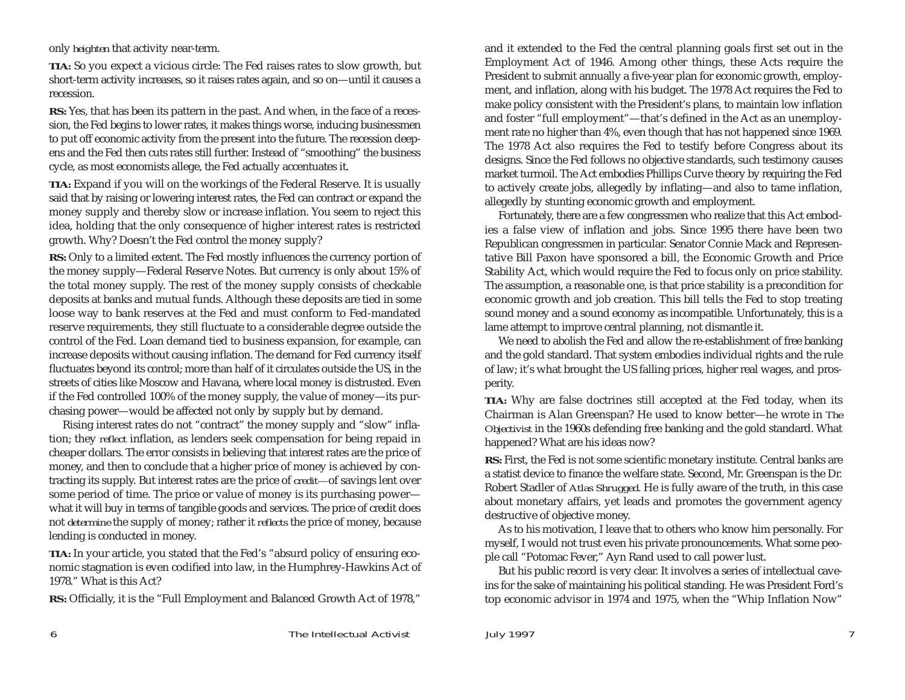only *heighten* that activity near-term.

**TIA:** So you expect a vicious circle: The Fed raises rates to slow growth, but short-term activity increases, so it raises rates again, and so on—until it causes a recession.

**RS:** Yes, that has been its pattern in the past. And when, in the face of a recession, the Fed begins to lower rates, it makes things worse, inducing businessmen to put off economic activity from the present into the future. The recession deepens and the Fed then cuts rates still further. Instead of "smoothing" the business cycle, as most economists allege, the Fed actually accentuates it.

**TIA:** Expand if you will on the workings of the Federal Reserve. It is usually said that by raising or lowering interest rates, the Fed can contract or expand the money supply and thereby slow or increase inflation. You seem to reject this idea, holding that the only consequence of higher interest rates is restricted growth. Why? Doesn't the Fed control the money supply?

**RS:** Only to a limited extent. The Fed mostly influences the currency portion of the money supply—Federal Reserve Notes. But currency is only about 15% of the total money supply. The rest of the money supply consists of checkable deposits at banks and mutual funds. Although these deposits are tied in some loose way to bank reserves at the Fed and must conform to Fed-mandated reserve requirements, they still fluctuate to a considerable degree outside the control of the Fed. Loan demand tied to business expansion, for example, can increase deposits without causing inflation. The demand for Fed currency itself fluctuates beyond its control; more than half of it circulates outside the US, in the streets of cities like Moscow and Havana, where local money is distrusted. Even if the Fed controlled 100% of the money supply, the value of money—its purchasing power—would be affected not only by supply but by demand.

Rising interest rates do not "contract" the money supply and "slow" inflation; they *reflect* inflation, as lenders seek compensation for being repaid in cheaper dollars. The error consists in believing that interest rates are the price of money, and then to conclude that a higher price of money is achieved by contracting its supply. But interest rates are the price of *credit*—of savings lent over some period of time. The price or value of money is its purchasing power—what it will buy in terms of tangible goods and services. The price of credit does not *determine* the supply of money; rather it *reflects* the price of money, because lending is conducted in money.

**TIA:** In your article, you stated that the Fed's "absurd policy of ensuring economic stagnation is even codified into law, in the Humphrey-Hawkins Act of 1978." What is this Act?

**RS:** Officially, it is the "Full Employment and Balanced Growth Act of 1978," and it extended to the Fed the central planning goals first set out in the Employment Act of 1946. Among other things, these Acts require the President to submit annually a five-year plan for economic growth, employment, and inflation, along with his budget. The 1978 Act requires the Fed to make policy consistent with the President's plans, to maintain low inflation and foster "full employment"—that's defined in the Act as an unemployment rate no higher than 4%, even though that has not happened since 1969. The 1978 Act also requires the Fed to testify before Congress about its designs. Since the Fed follows no objective standards, such testimony causes market turmoil. The Act embodies Phillips Curve theory by requiring the Fed to actively create jobs, allegedly by inflating—and also to tame inflation, allegedly by stunting economic growth and employment.

Fortunately, there are a few congressmen who realize that this Act embodies a false view of inflation and jobs. Since 1995 there have been two Republican congressmen in particular. Senator Connie Mack and Representative Bill Paxon have sponsored a bill, the Economic Growth and Price Stability Act, which would require the Fed to focus only on price stability. The assumption, a reasonable one, is that price stability is a precondition for economic growth and job creation. This bill tells the Fed to stop treating sound money and a sound economy as incompatible. Unfortunately, this is a lame attempt to improve central planning, not dismantle it.

We need to abolish the Fed and allow the re-establishment of free banking and the gold standard. That system embodies individual rights and the rule of law; it's what brought the US falling prices, higher real wages, and prosperity.

**TIA:** Why are false doctrines still accepted at the Fed today, when its Chairman is Alan Greenspan? He used to know better—he wrote in *The Objectivist* in the 1960s defending free banking and the gold standard. What happened? What are his ideas now?

**RS:** First, the Fed is not some scientific monetary institute. Central banks are a statist device to finance the welfare state. Second, Mr. Greenspan is the Dr. Robert Stadler of *Atlas Shrugged*. He is fully aware of the truth, in this case about monetary affairs, yet leads and promotes the government agency destructive of objective money.

As to his motivation, I leave that to others who know him personally. For myself, I would not trust even his private pronouncements. What some people call "Potomac Fever," Ayn Rand used to call power lust.

But his public record is very clear. It involves a series of intellectual cave-ins for the sake of maintaining his political standing. He was President Ford's top economic advisor in 1974 and 1975, when the "Whip Inflation Now"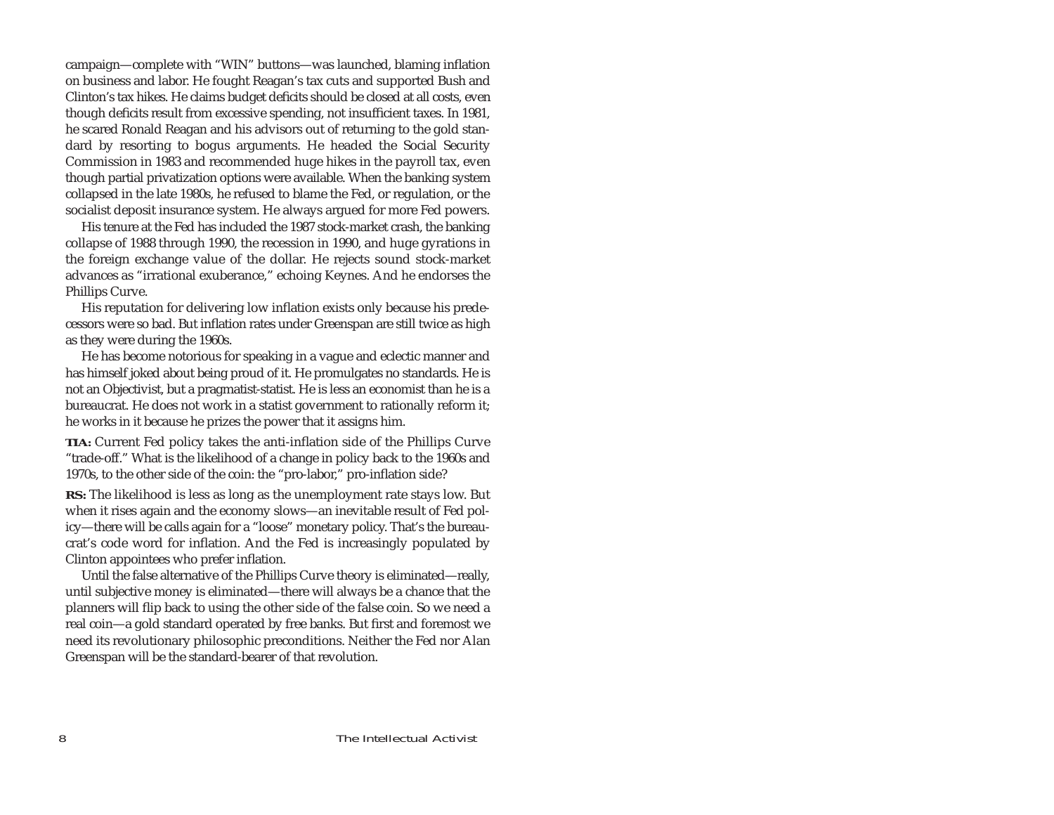campaign—complete with "WIN" buttons—was launched, blaming inflation on business and labor. He fought Reagan's tax cuts and supported Bush and Clinton's tax hikes. He claims budget deficits should be closed at all costs, even though deficits result from excessive spending, not insufficient taxes. In 1981, he scared Ronald Reagan and his advisors out of returning to the gold standard by resorting to bogus arguments. He headed the Social Security Commission in 1983 and recommended huge hikes in the payroll tax, even though partial privatization options were available. When the banking system collapsed in the late 1980s, he refused to blame the Fed, or regulation, or the socialist deposit insurance system. He always argued for more Fed powers.

His tenure at the Fed has included the 1987 stock-market crash, the banking collapse of 1988 through 1990, the recession in 1990, and huge gyrations in the foreign exchange value of the dollar. He rejects sound stock-market advances as "irrational exuberance," echoing Keynes. And he endorses the Phillips Curve.

His reputation for delivering low inflation exists only because his predecessors were so bad. But inflation rates under Greenspan are still twice as high as they were during the 1960s.

He has become notorious for speaking in a vague and eclectic manner and has himself joked about being proud of it. He promulgates no standards. He is not an Objectivist, but a pragmatist-statist. He is less an economist than he is a bureaucrat. He does not work in a statist government to rationally reform it; he works in it because he prizes the power that it assigns him.

**TIA:** Current Fed policy takes the anti-inflation side of the Phillips Curve "trade-off." What is the likelihood of a change in policy back to the 1960s and 1970s, to the other side of the coin: the "pro-labor," pro-inflation side?

**RS:** The likelihood is less as long as the unemployment rate stays low. But when it rises again and the economy slows—an inevitable result of Fed policy—there will be calls again for a "loose" monetary policy. That's the bureaucrat's code word for inflation. And the Fed is increasingly populated by Clinton appointees who prefer inflation.

Until the false alternative of the Phillips Curve theory is eliminated—really, until subjective money is eliminated—there will always be a chance that the planners will flip back to using the other side of the false coin. So we need a real coin—a gold standard operated by free banks. But first and foremost we need its revolutionary philosophic preconditions. Neither the Fed nor Alan Greenspan will be the standard-bearer of that revolution.